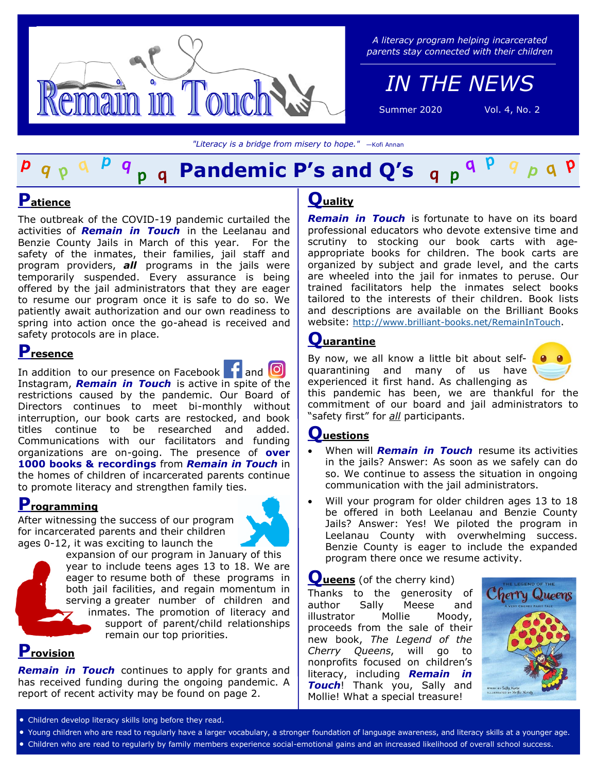# Remain in Touch

*A literacy program helping incarcerated parents stay connected with their children*

## IN THE NEWS

Summer 2020 Vol. 4, No. 2

*"Literacy is a bridge from misery to hope."* —Kofi Annan

# Pandemic P's and Q's

## Patience

The outbreak of the COVID-19 pandemic curtailed the activities of ***Remain in Touch*** in the Leelanau and Benzie County Jails in March of this year. For the safety of the inmates, their families, jail staff and program providers, ***all*** programs in the jails were temporarily suspended. Every assurance is being offered by the jail administrators that they are eager to resume our program once it is safe to do so. We patiently await authorization and our own readiness to spring into action once the go-ahead is received and safety protocols are in place.

## Presence

In addition to our presence on Facebook and Instagram, ***Remain in Touch*** is active in spite of the restrictions caused by the pandemic. Our Board of Directors continues to meet bi-monthly without interruption, our book carts are restocked, and book titles continue to be researched and added. Communications with our facilitators and funding organizations are on-going. The presence of **over 1000 books & recordings** from ***Remain in Touch*** in the homes of children of incarcerated parents continue to promote literacy and strengthen family ties.

## Programming

After witnessing the success of our program for incarcerated parents and their children ages 0-12, it was exciting to launch the expansion of our program in January of this year to include teens ages 13 to 18. We are eager to resume both of these programs in both jail facilities, and regain momentum in serving a greater number of children and inmates. The promotion of literacy and support of parent/child relationships remain our top priorities.

## Provision

***Remain in Touch*** continues to apply for grants and has received funding during the ongoing pandemic. A report of recent activity may be found on page 2.

## Quality

***Remain in Touch*** is fortunate to have on its board professional educators who devote extensive time and scrutiny to stocking our book carts with age-appropriate books for children. The book carts are organized by subject and grade level, and the carts are wheeled into the jail for inmates to peruse. Our trained facilitators help the inmates select books tailored to the interests of their children. Book lists and descriptions are available on the Brilliant Books website: http://www.brilliant-books.net/RemainInTouch.

## Quarantine

By now, we all know a little bit about self-quarantining and many of us have experienced it first hand. As challenging as this pandemic has been, we are thankful for the commitment of our board and jail administrators to "safety first" for *all* participants.

## Questions

- When will ***Remain in Touch*** resume its activities in the jails? Answer: As soon as we safely can do so. We continue to assess the situation in ongoing communication with the jail administrators.
- Will your program for older children ages 13 to 18 be offered in both Leelanau and Benzie County Jails? Answer: Yes! We piloted the program in Leelanau County with overwhelming success. Benzie County is eager to include the expanded program there once we resume activity.

## Queens (of the cherry kind)

Thanks to the generosity of author Sally Meese and illustrator Mollie Moody, proceeds from the sale of their new book, *The Legend of the Cherry Queens*, will go to nonprofits focused on children's literacy, including ***Remain in Touch***! Thank you, Sally and Mollie! What a special treasure!

---

- Children develop literacy skills long before they read.
- Young children who are read to regularly have a larger vocabulary, a stronger foundation of language awareness, and literacy skills at a younger age.
- Children who are read to regularly by family members experience social-emotional gains and an increased likelihood of overall school success.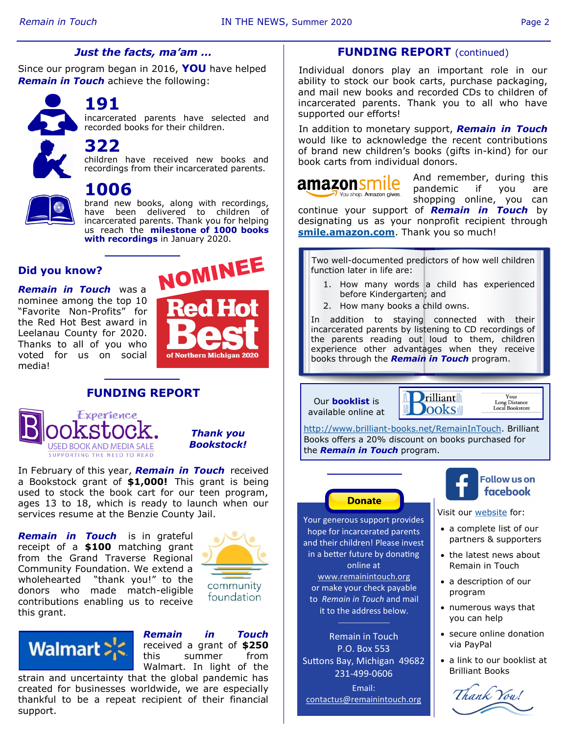## *Just the facts, ma'am …*

Since our program began in 2016, **YOU** have helped ***Remain in Touch*** achieve the following:

**191**
incarcerated parents have selected and recorded books for their children.

**322**
children have received new books and recordings from their incarcerated parents.

**1006**
brand new books, along with recordings, have been delivered to children of incarcerated parents. Thank you for helping us reach the **milestone of 1000 books with recordings** in January 2020.

### Did you know?

***Remain in Touch*** was a nominee among the top 10 "Favorite Non-Profits" for the Red Hot Best award in Leelanau County for 2020. Thanks to all of you who voted for us on social media!

NOMINEE
Red Hot Best
of Northern Michigan 2020

## FUNDING REPORT

Experience Bookstock. USED BOOK AND MEDIA SALE SUPPORTING THE NEED TO READ

***Thank you Bookstock!***

In February of this year, ***Remain in Touch*** received a Bookstock grant of **$1,000!** This grant is being used to stock the book cart for our teen program, ages 13 to 18, which is ready to launch when our services resume at the Benzie County Jail.

***Remain in Touch*** is in grateful receipt of a **$100** matching grant from the Grand Traverse Regional Community Foundation. We extend a wholehearted "thank you!" to the donors who made match-eligible contributions enabling us to receive this grant.

community foundation

Walmart

***Remain in Touch*** received a grant of **$250** this summer from Walmart. In light of the strain and uncertainty that the global pandemic has created for businesses worldwide, we are especially thankful to be a repeat recipient of their financial support.

## FUNDING REPORT (continued)

Individual donors play an important role in our ability to stock our book carts, purchase packaging, and mail new books and recorded CDs to children of incarcerated parents. Thank you to all who have supported our efforts!

In addition to monetary support, ***Remain in Touch*** would like to acknowledge the recent contributions of brand new children's books (gifts in-kind) for our book carts from individual donors.

amazonsmile You shop. Amazon gives.

And remember, during this pandemic if you are shopping online, you can continue your support of ***Remain in Touch*** by designating us as your nonprofit recipient through **smile.amazon.com**. Thank you so much!

Two well-documented predictors of how well children function later in life are:

1. How many words a child has experienced before Kindergarten; and
2. How many books a child owns.

In addition to staying connected with their incarcerated parents by listening to CD recordings of the parents reading out loud to them, children experience other advantages when they receive books through the ***Remain in Touch*** program.

Our **booklist** is available online at

Brilliant Books — Your Long Distance Local Bookstore

http://www.brilliant-books.net/RemainInTouch. Brilliant Books offers a 20% discount on books purchased for the ***Remain in Touch*** program.

**Donate**

Your generous support provides hope for incarcerated parents and their children! Please invest in a better future by donating online at www.remainintouch.org or make your check payable to *Remain in Touch* and mail it to the address below.

Remain in Touch
P.O. Box 553
Suttons Bay, Michigan 49682
231-499-0606
Email:
contactus@remainintouch.org

Follow us on facebook

Visit our website for:

- a complete list of our partners & supporters
- the latest news about Remain in Touch
- a description of our program
- numerous ways that you can help
- secure online donation via PayPal
- a link to our booklist at Brilliant Books

*Thank You!*